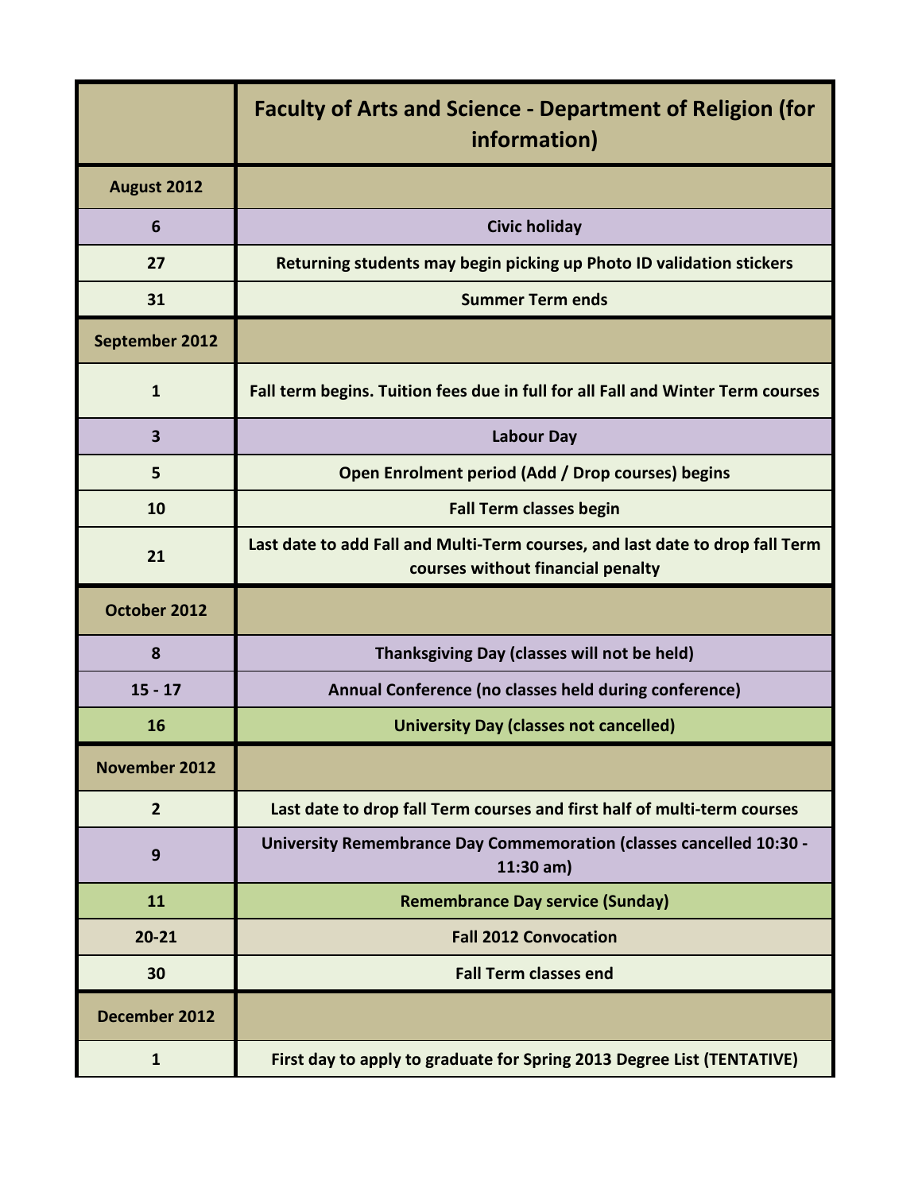| | Faculty of Arts and Science - Department of Religion (for information) |
|---|---|
| **August 2012** | |
| 6 | Civic holiday |
| 27 | Returning students may begin picking up Photo ID validation stickers |
| 31 | Summer Term ends |
| **September 2012** | |
| 1 | Fall term begins. Tuition fees due in full for all Fall and Winter Term courses |
| 3 | Labour Day |
| 5 | Open Enrolment period (Add / Drop courses) begins |
| 10 | Fall Term classes begin |
| 21 | Last date to add Fall and Multi-Term courses, and last date to drop fall Term courses without financial penalty |
| **October 2012** | |
| 8 | Thanksgiving Day (classes will not be held) |
| 15 - 17 | Annual Conference (no classes held during conference) |
| 16 | University Day (classes not cancelled) |
| **November 2012** | |
| 2 | Last date to drop fall Term courses and first half of multi-term courses |
| 9 | University Remembrance Day Commemoration (classes cancelled 10:30 - 11:30 am) |
| 11 | Remembrance Day service (Sunday) |
| 20-21 | Fall 2012 Convocation |
| 30 | Fall Term classes end |
| **December 2012** | |
| 1 | First day to apply to graduate for Spring 2013 Degree List (TENTATIVE) |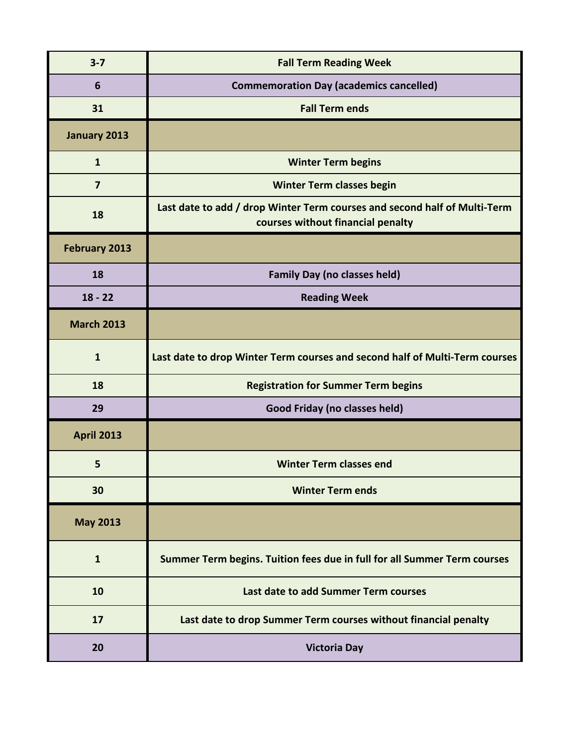| | |
|---|---|
| **3-7** | **Fall Term Reading Week** |
| **6** | **Commemoration Day (academics cancelled)** |
| **31** | **Fall Term ends** |
| **January 2013** | |
| **1** | **Winter Term begins** |
| **7** | **Winter Term classes begin** |
| **18** | **Last date to add / drop Winter Term courses and second half of Multi-Term courses without financial penalty** |
| **February 2013** | |
| **18** | **Family Day (no classes held)** |
| **18 - 22** | **Reading Week** |
| **March 2013** | |
| **1** | **Last date to drop Winter Term courses and second half of Multi-Term courses** |
| **18** | **Registration for Summer Term begins** |
| **29** | **Good Friday (no classes held)** |
| **April 2013** | |
| **5** | **Winter Term classes end** |
| **30** | **Winter Term ends** |
| **May 2013** | |
| **1** | **Summer Term begins. Tuition fees due in full for all Summer Term courses** |
| **10** | **Last date to add Summer Term courses** |
| **17** | **Last date to drop Summer Term courses without financial penalty** |
| **20** | **Victoria Day** |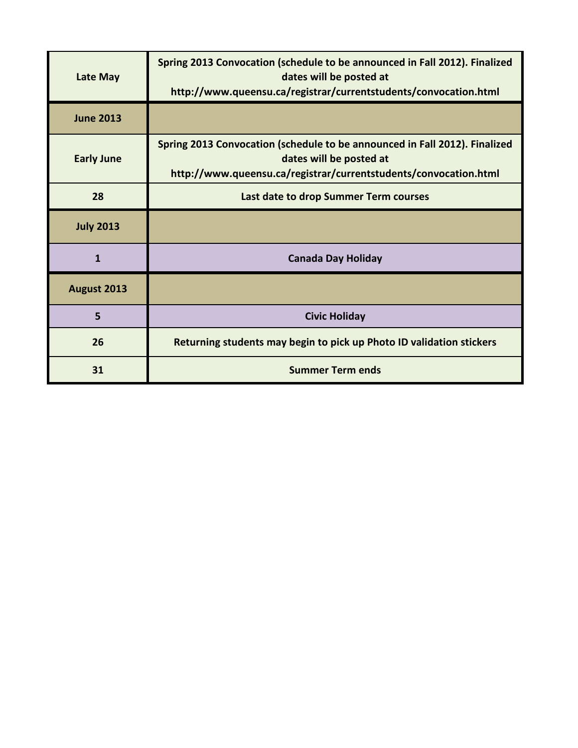| | |
|---|---|
| Late May | Spring 2013 Convocation (schedule to be announced in Fall 2012). Finalized dates will be posted at http://www.queensu.ca/registrar/currentstudents/convocation.html |
| June 2013 | |
| Early June | Spring 2013 Convocation (schedule to be announced in Fall 2012). Finalized dates will be posted at http://www.queensu.ca/registrar/currentstudents/convocation.html |
| 28 | Last date to drop Summer Term courses |
| July 2013 | |
| 1 | Canada Day Holiday |
| August 2013 | |
| 5 | Civic Holiday |
| 26 | Returning students may begin to pick up Photo ID validation stickers |
| 31 | Summer Term ends |